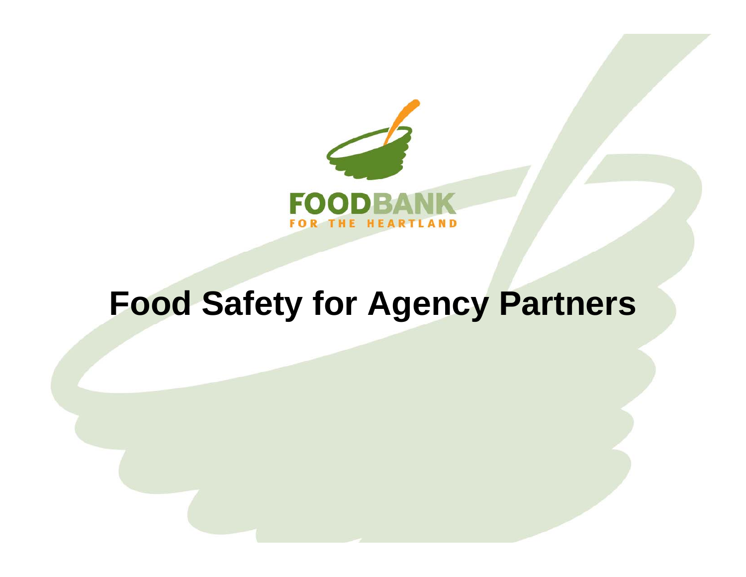FOODBANK
FOR THE HEARTLAND

# Food Safety for Agency Partners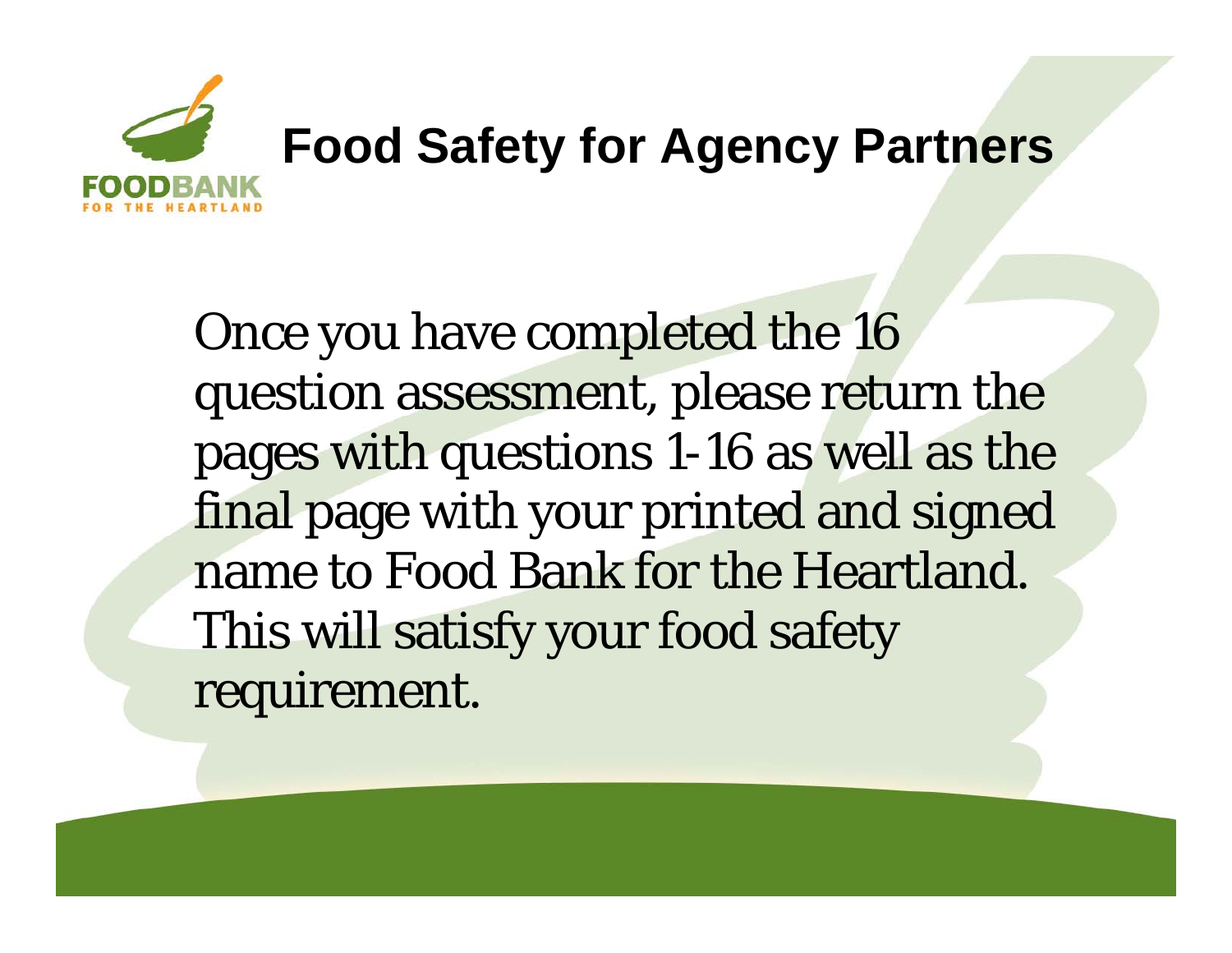# Food Safety for Agency Partners

Once you have completed the 16 question assessment, please return the pages with questions 1-16 as well as the final page with your printed and signed name to Food Bank for the Heartland. This will satisfy your food safety requirement.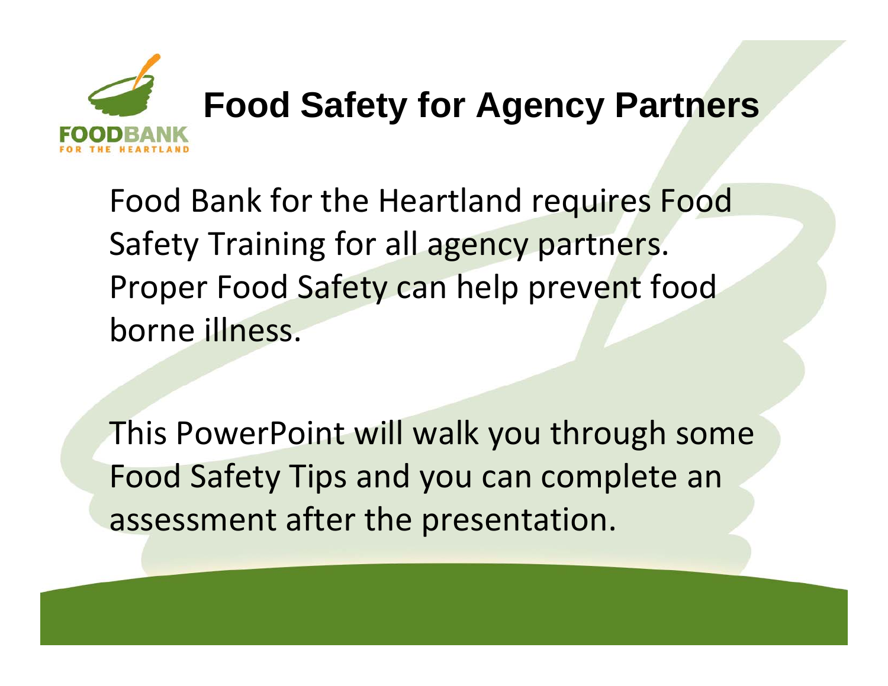# Food Safety for Agency Partners

Food Bank for the Heartland requires Food Safety Training for all agency partners. Proper Food Safety can help prevent food borne illness.

This PowerPoint will walk you through some Food Safety Tips and you can complete an assessment after the presentation.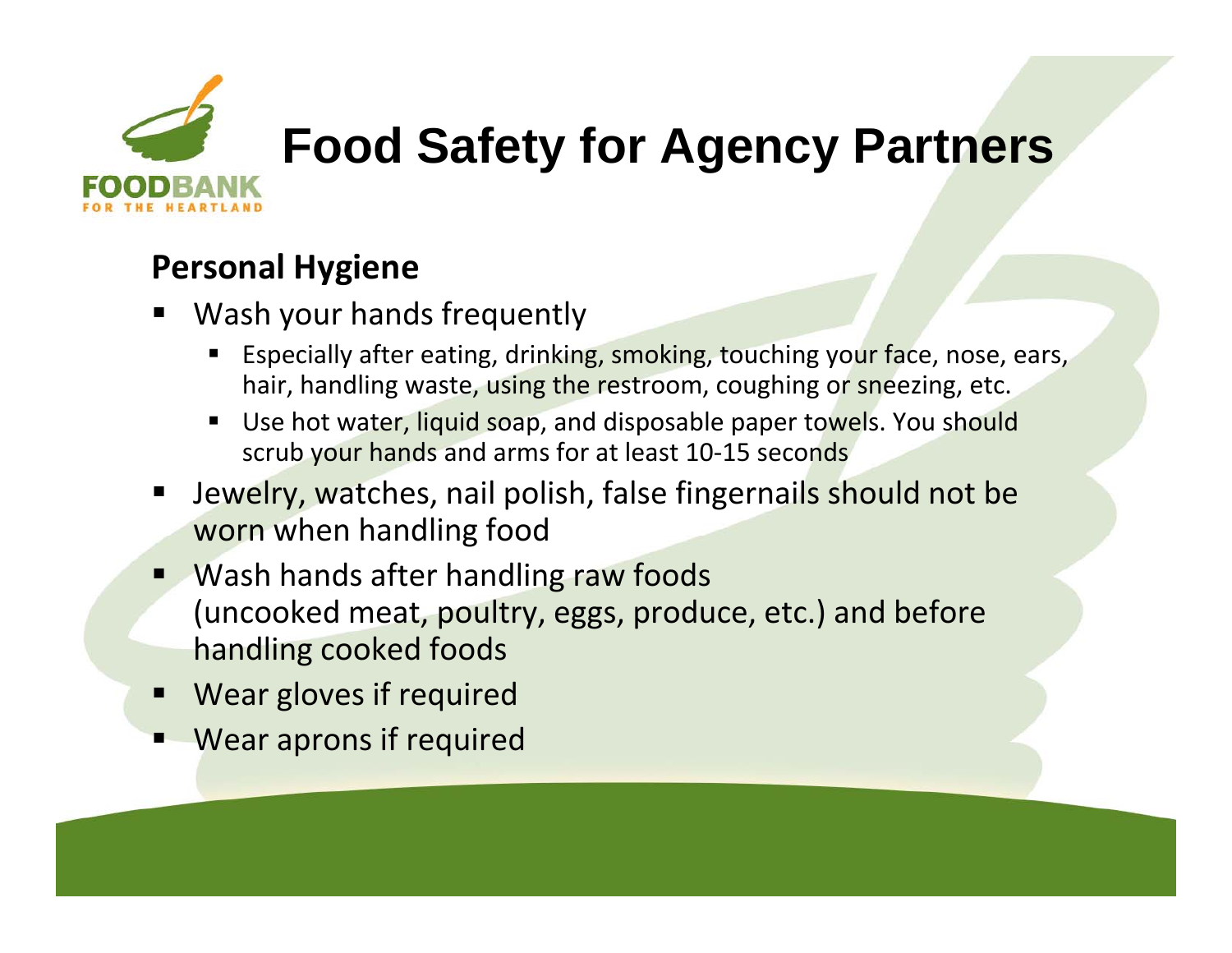# Food Safety for Agency Partners

FOODBANK FOR THE HEARTLAND

## Personal Hygiene

- Wash your hands frequently
  - Especially after eating, drinking, smoking, touching your face, nose, ears, hair, handling waste, using the restroom, coughing or sneezing, etc.
  - Use hot water, liquid soap, and disposable paper towels. You should scrub your hands and arms for at least 10-15 seconds
- Jewelry, watches, nail polish, false fingernails should not be worn when handling food
- Wash hands after handling raw foods (uncooked meat, poultry, eggs, produce, etc.) and before handling cooked foods
- Wear gloves if required
- Wear aprons if required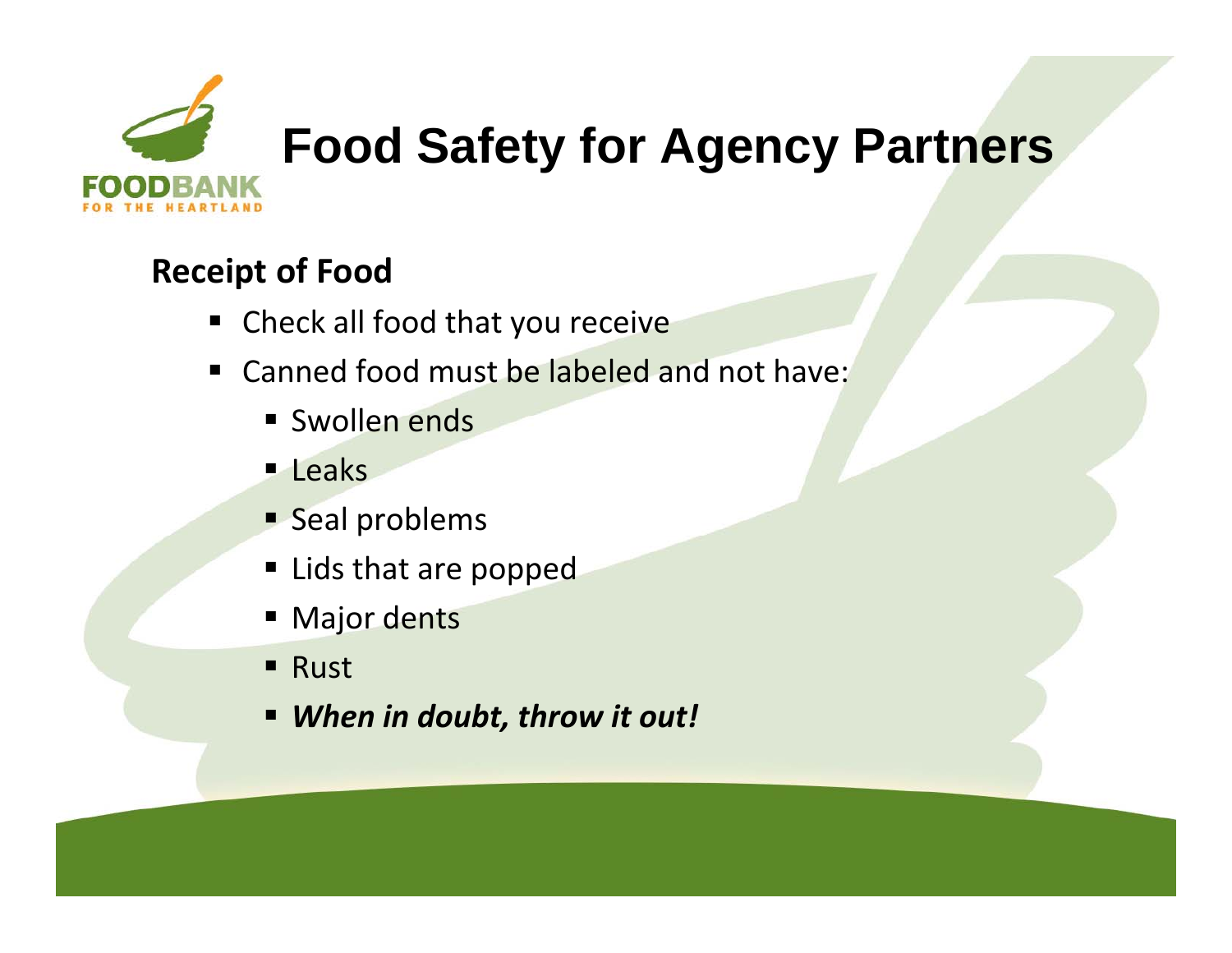# Food Safety for Agency Partners

## Receipt of Food

- Check all food that you receive
- Canned food must be labeled and not have:
  - Swollen ends
  - Leaks
  - Seal problems
  - Lids that are popped
  - Major dents
  - Rust
  - ***When in doubt, throw it out!***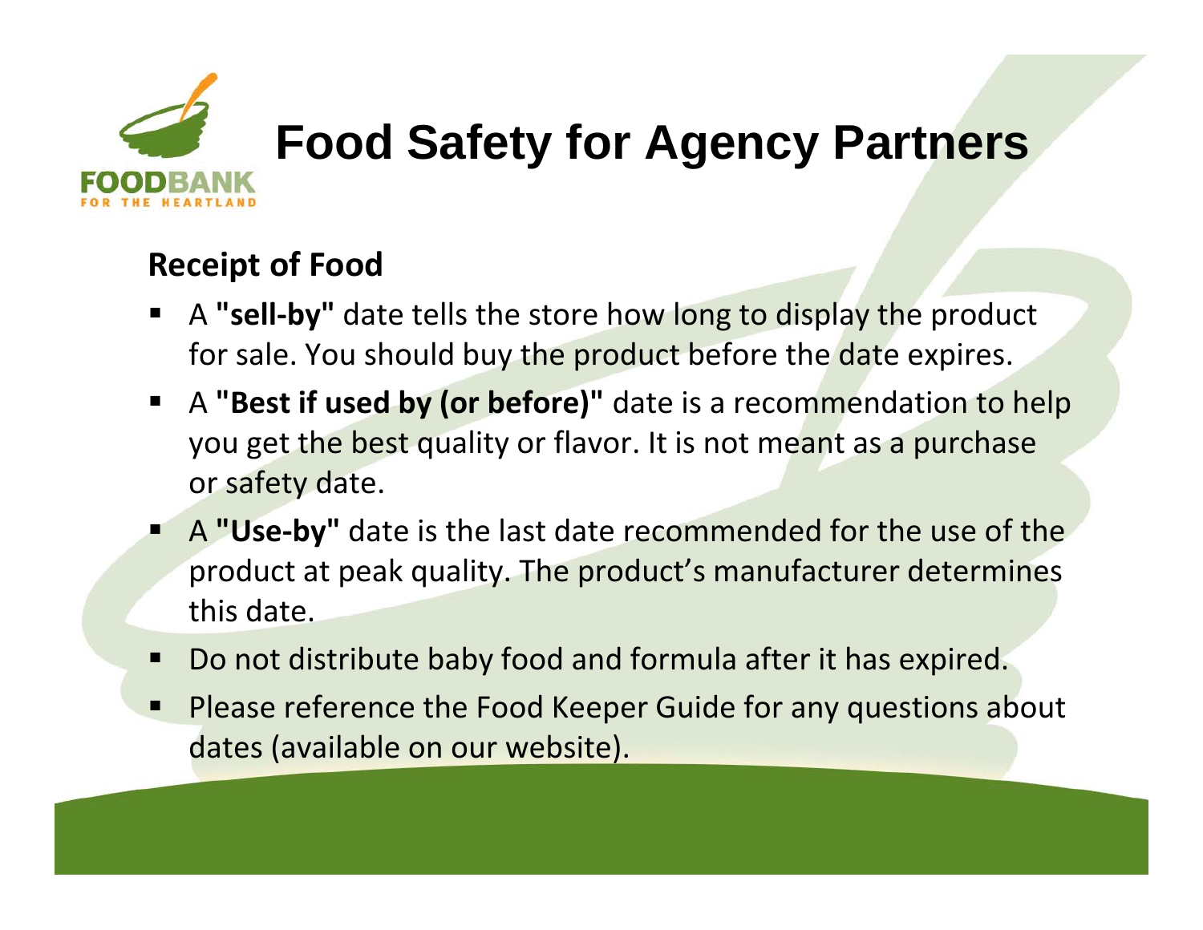# Food Safety for Agency Partners

## Receipt of Food

- A **"sell-by"** date tells the store how long to display the product for sale. You should buy the product before the date expires.
- A **"Best if used by (or before)"** date is a recommendation to help you get the best quality or flavor. It is not meant as a purchase or safety date.
- A **"Use-by"** date is the last date recommended for the use of the product at peak quality. The product's manufacturer determines this date.
- Do not distribute baby food and formula after it has expired.
- Please reference the Food Keeper Guide for any questions about dates (available on our website).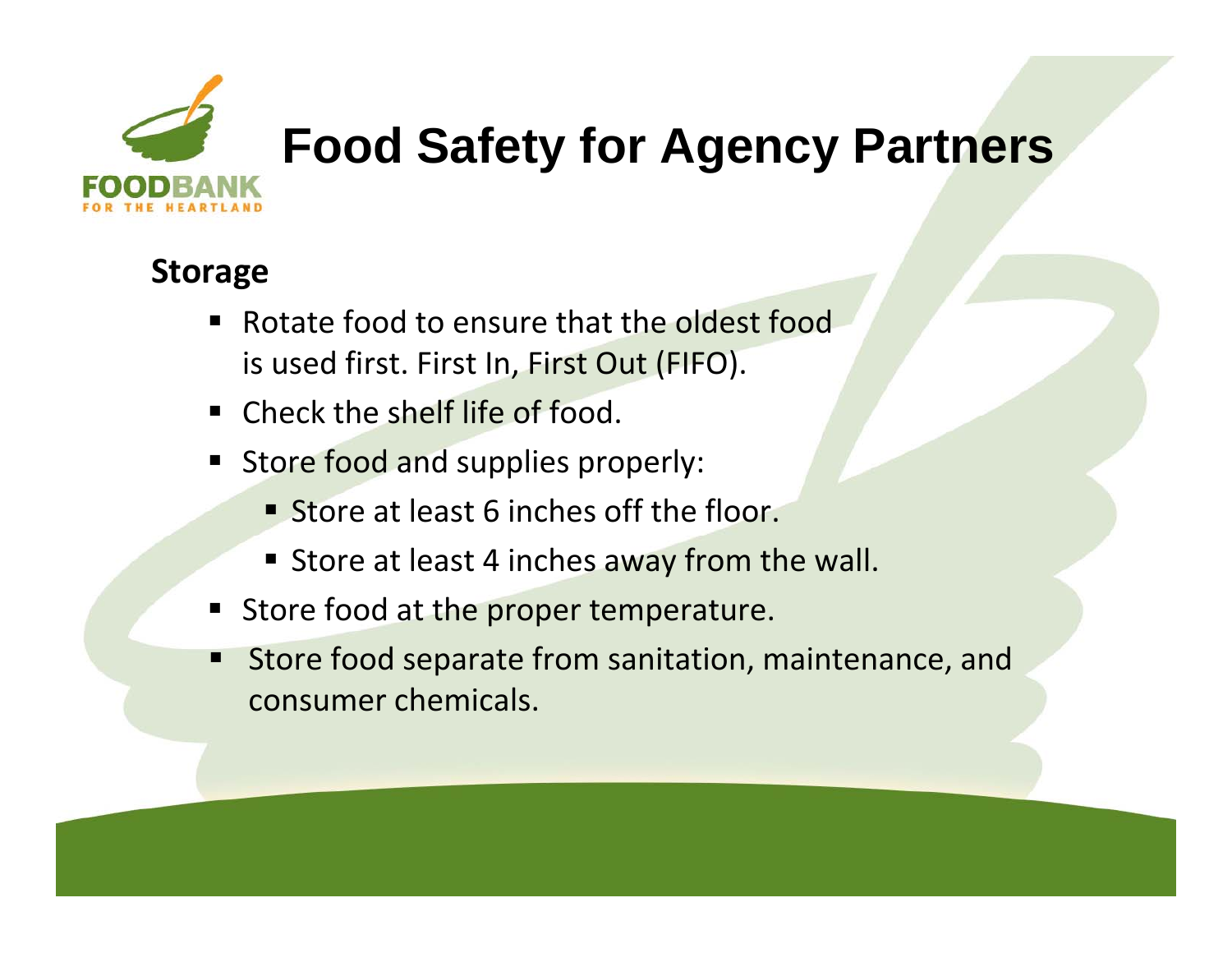# Food Safety for Agency Partners

## Storage

- Rotate food to ensure that the oldest food is used first. First In, First Out (FIFO).
- Check the shelf life of food.
- Store food and supplies properly:
  - Store at least 6 inches off the floor.
  - Store at least 4 inches away from the wall.
- Store food at the proper temperature.
- Store food separate from sanitation, maintenance, and consumer chemicals.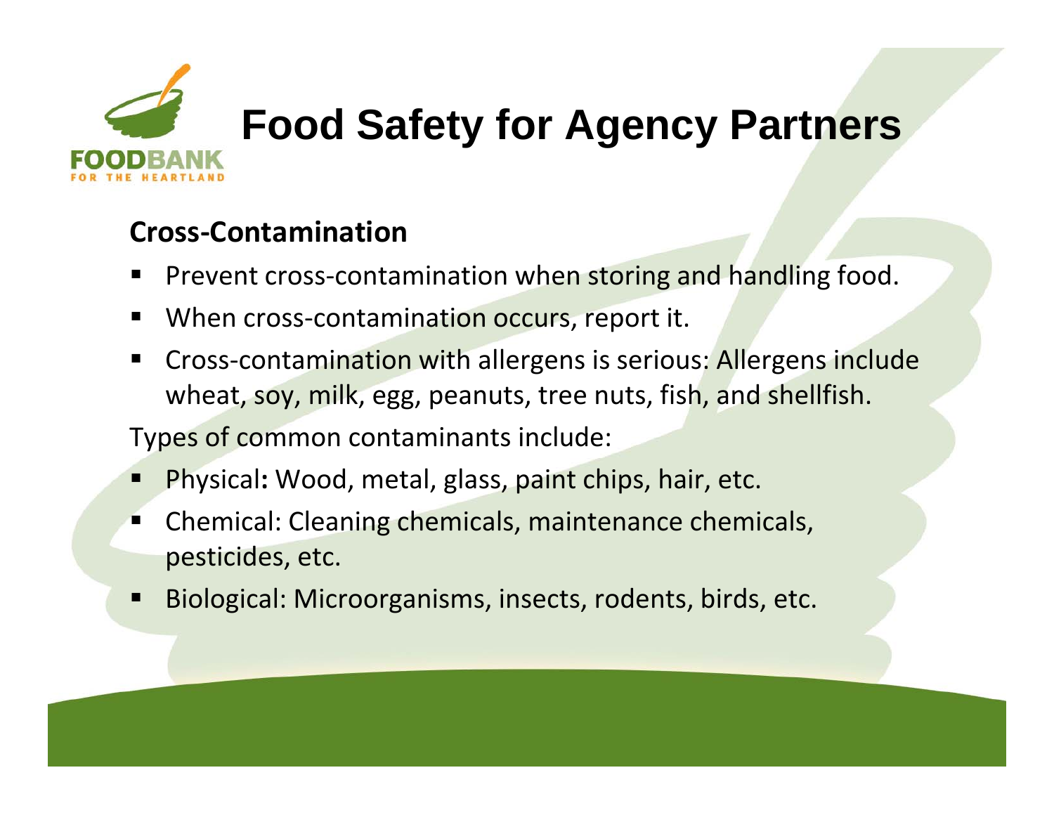# Food Safety for Agency Partners

**Cross-Contamination**

- Prevent cross-contamination when storing and handling food.
- When cross-contamination occurs, report it.
- Cross-contamination with allergens is serious: Allergens include wheat, soy, milk, egg, peanuts, tree nuts, fish, and shellfish.

Types of common contaminants include:

- Physical**:** Wood, metal, glass, paint chips, hair, etc.
- Chemical: Cleaning chemicals, maintenance chemicals, pesticides, etc.
- Biological: Microorganisms, insects, rodents, birds, etc.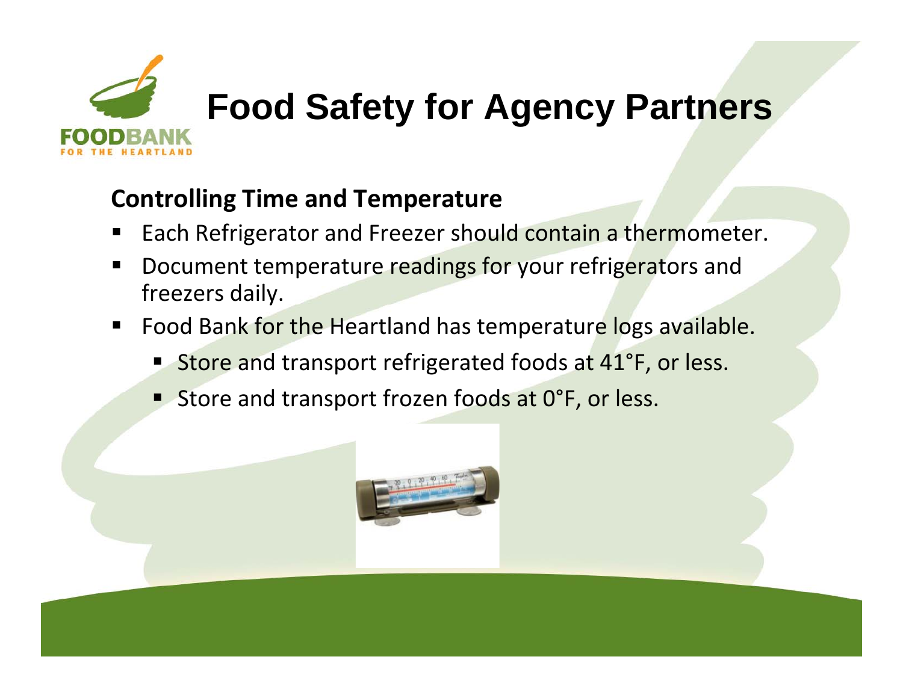# Food Safety for Agency Partners

**Controlling Time and Temperature**

- Each Refrigerator and Freezer should contain a thermometer.
- Document temperature readings for your refrigerators and freezers daily.
- Food Bank for the Heartland has temperature logs available.
  - Store and transport refrigerated foods at 41°F, or less.
  - Store and transport frozen foods at 0°F, or less.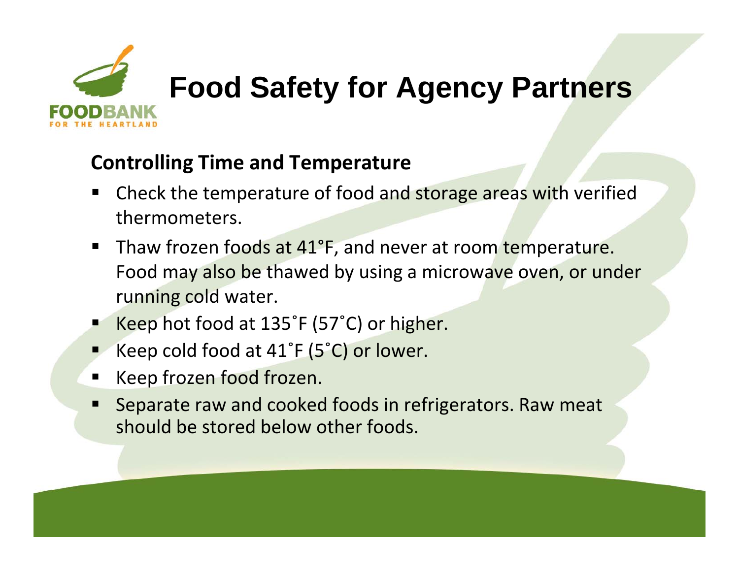# Food Safety for Agency Partners

## Controlling Time and Temperature

- Check the temperature of food and storage areas with verified thermometers.
- Thaw frozen foods at 41°F, and never at room temperature. Food may also be thawed by using a microwave oven, or under running cold water.
- Keep hot food at 135˚F (57˚C) or higher.
- Keep cold food at 41˚F (5˚C) or lower.
- Keep frozen food frozen.
- Separate raw and cooked foods in refrigerators. Raw meat should be stored below other foods.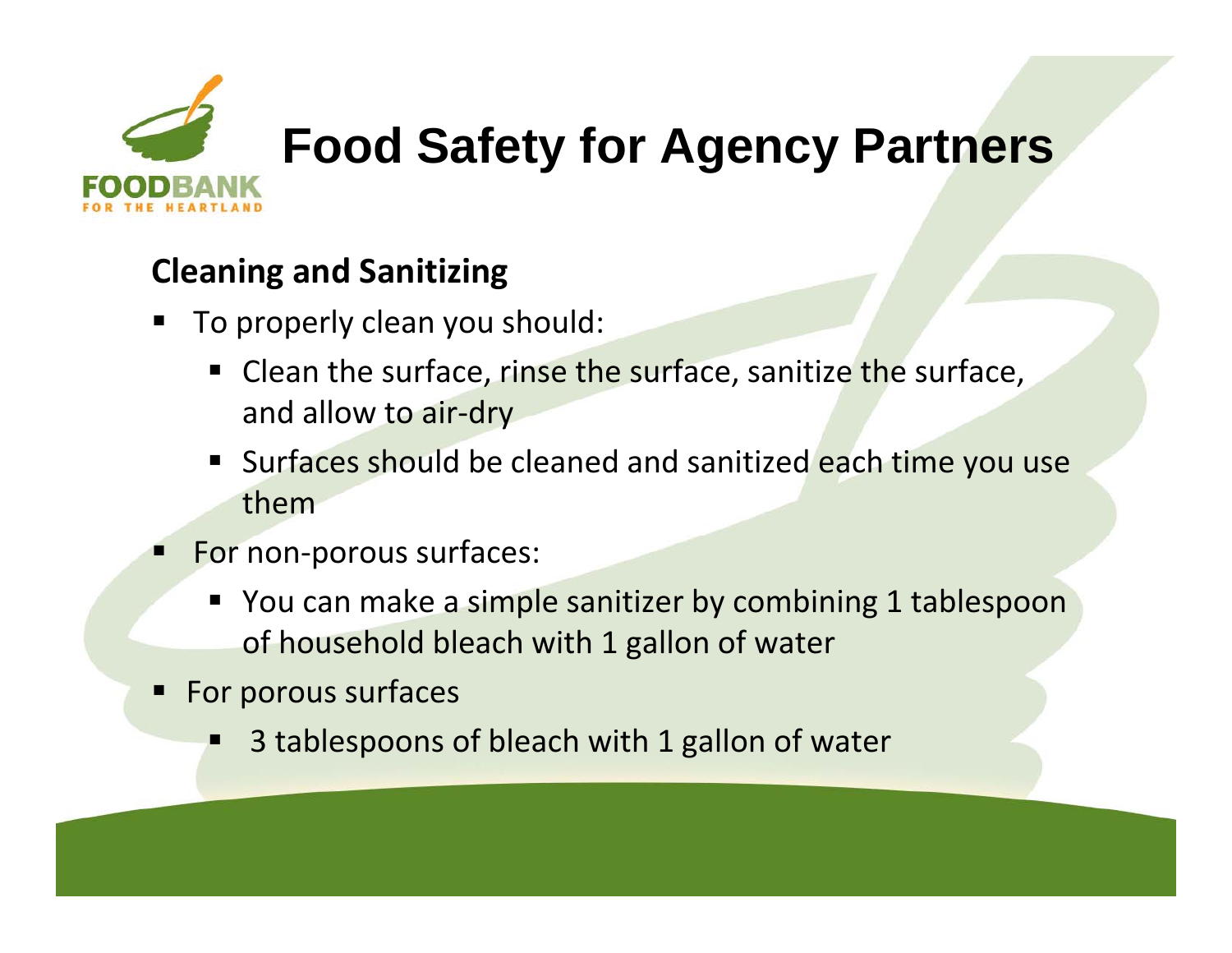FOODBANK FOR THE HEARTLAND

# Food Safety for Agency Partners

## Cleaning and Sanitizing

- To properly clean you should:
  - Clean the surface, rinse the surface, sanitize the surface, and allow to air-dry
  - Surfaces should be cleaned and sanitized each time you use them
- For non-porous surfaces:
  - You can make a simple sanitizer by combining 1 tablespoon of household bleach with 1 gallon of water
- For porous surfaces
  - 3 tablespoons of bleach with 1 gallon of water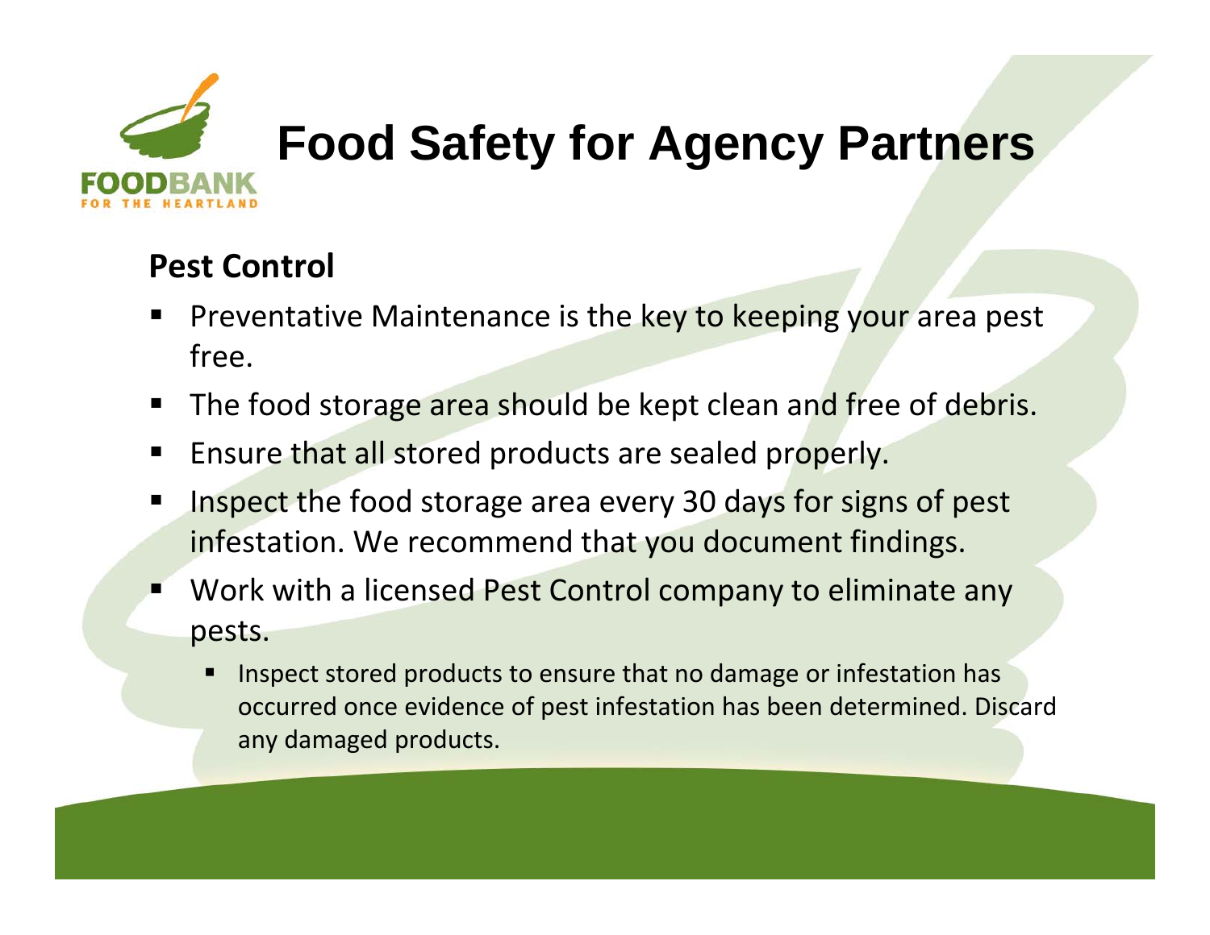# Food Safety for Agency Partners

## Pest Control

- Preventative Maintenance is the key to keeping your area pest free.
- The food storage area should be kept clean and free of debris.
- Ensure that all stored products are sealed properly.
- Inspect the food storage area every 30 days for signs of pest infestation. We recommend that you document findings.
- Work with a licensed Pest Control company to eliminate any pests.
  - Inspect stored products to ensure that no damage or infestation has occurred once evidence of pest infestation has been determined. Discard any damaged products.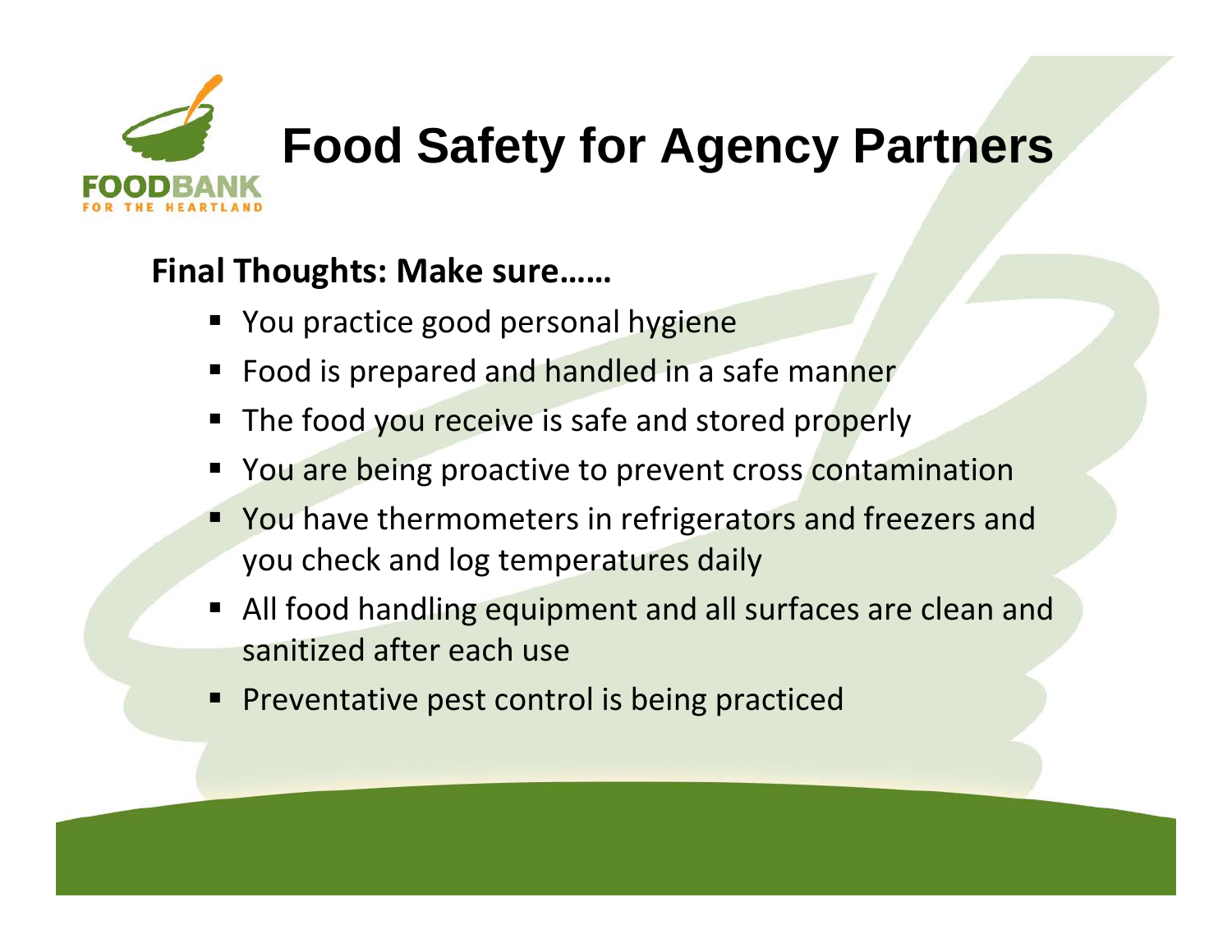# Food Safety for Agency Partners

**Final Thoughts: Make sure……**

- You practice good personal hygiene
- Food is prepared and handled in a safe manner
- The food you receive is safe and stored properly
- You are being proactive to prevent cross contamination
- You have thermometers in refrigerators and freezers and you check and log temperatures daily
- All food handling equipment and all surfaces are clean and sanitized after each use
- Preventative pest control is being practiced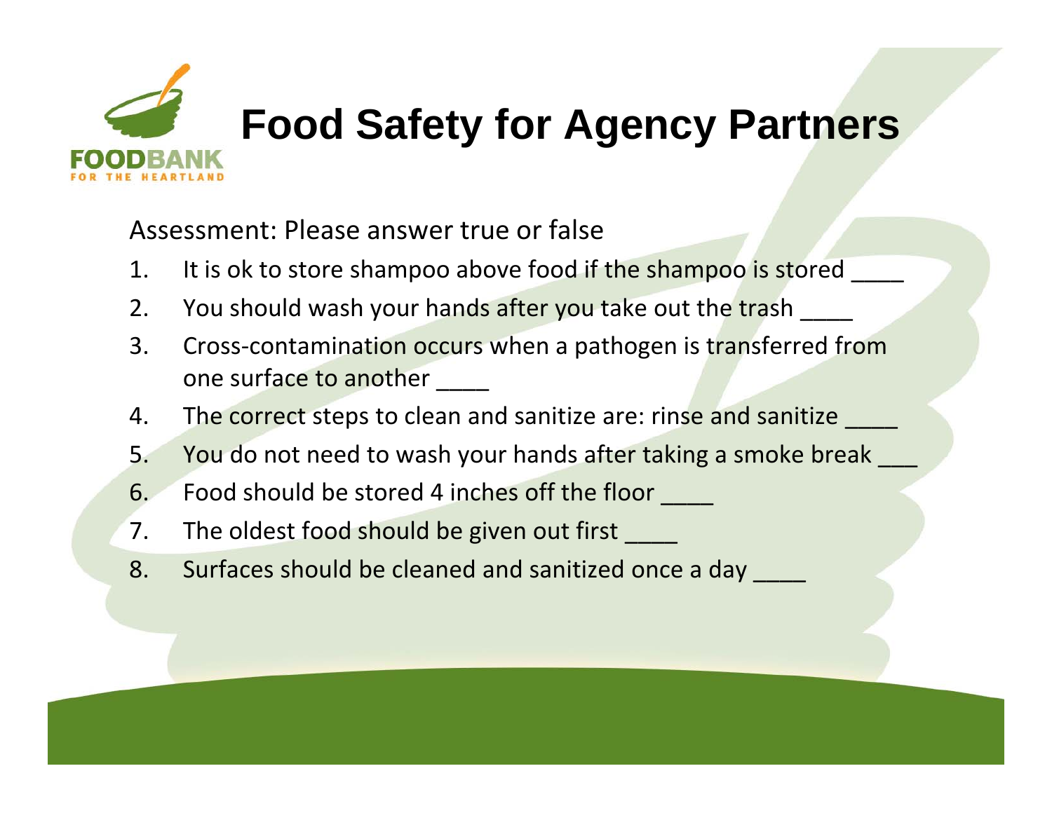# Food Safety for Agency Partners

Assessment: Please answer true or false

1. It is ok to store shampoo above food if the shampoo is stored ____
2. You should wash your hands after you take out the trash ____
3. Cross-contamination occurs when a pathogen is transferred from one surface to another ____
4. The correct steps to clean and sanitize are: rinse and sanitize ____
5. You do not need to wash your hands after taking a smoke break ___
6. Food should be stored 4 inches off the floor ____
7. The oldest food should be given out first ____
8. Surfaces should be cleaned and sanitized once a day ____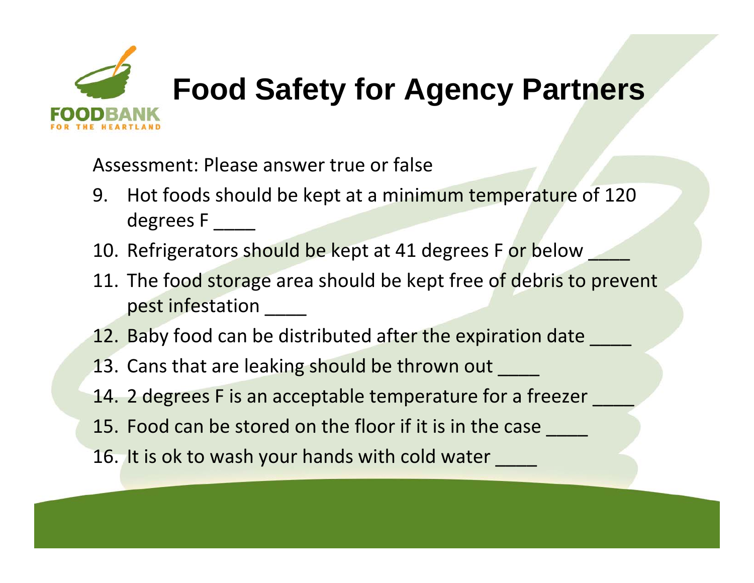# Food Safety for Agency Partners

Assessment: Please answer true or false

9. Hot foods should be kept at a minimum temperature of 120 degrees F ____
10. Refrigerators should be kept at 41 degrees F or below ____
11. The food storage area should be kept free of debris to prevent pest infestation ____
12. Baby food can be distributed after the expiration date ____
13. Cans that are leaking should be thrown out ____
14. 2 degrees F is an acceptable temperature for a freezer ____
15. Food can be stored on the floor if it is in the case ____
16. It is ok to wash your hands with cold water ____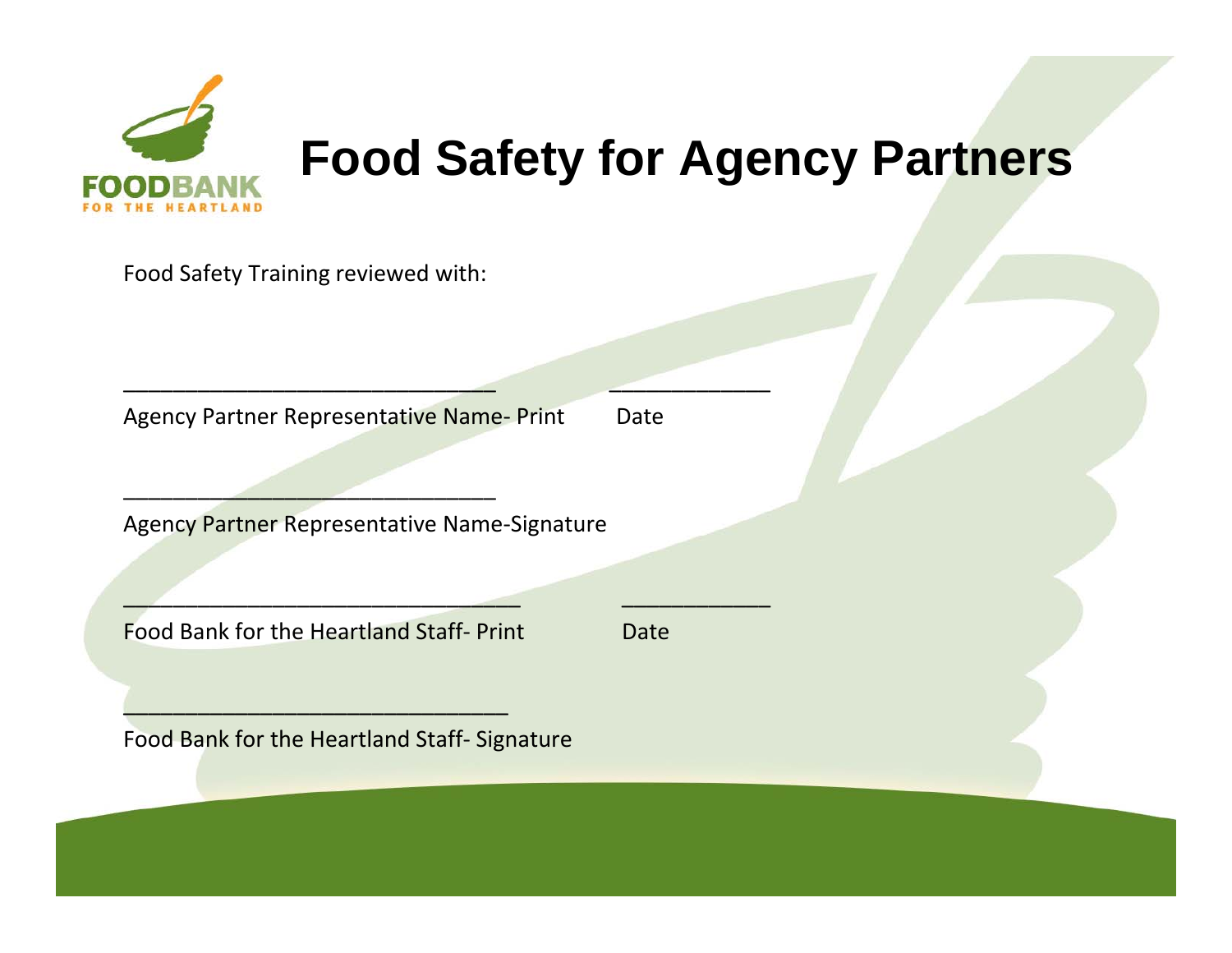FOODBANK
FOR THE HEARTLAND

# Food Safety for Agency Partners

Food Safety Training reviewed with:

_______________________________ _____________

Agency Partner Representative Name- Print Date

_______________________________

Agency Partner Representative Name-Signature

_________________________________ ____________

Food Bank for the Heartland Staff- Print Date

________________________________

Food Bank for the Heartland Staff- Signature